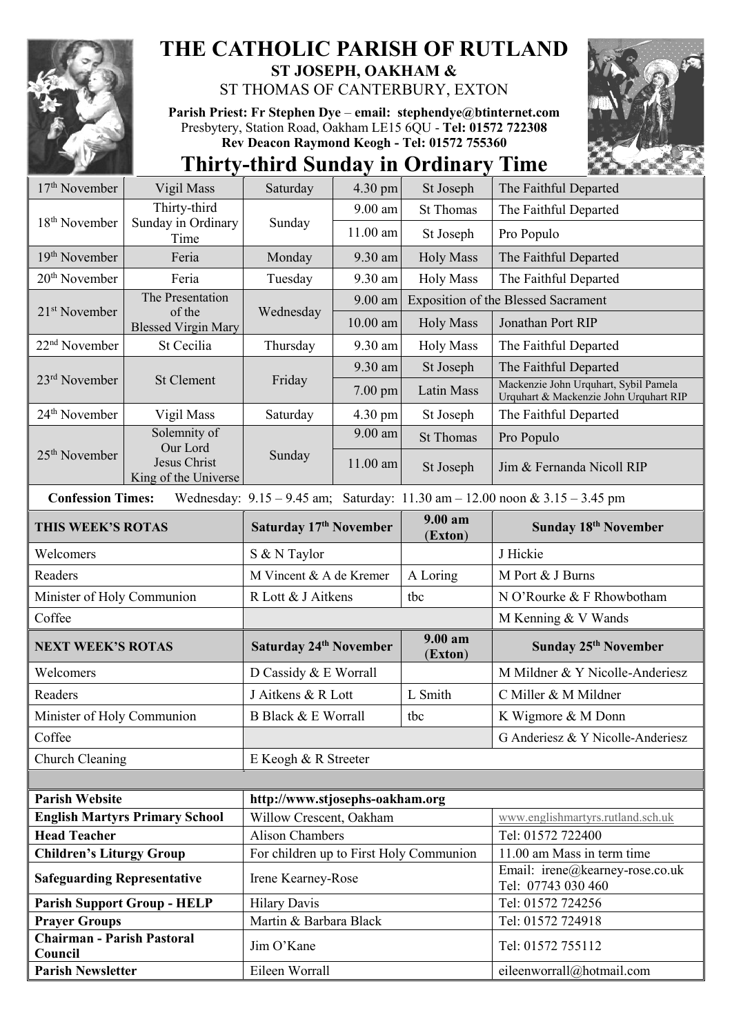# THE CATHOLIC PARISH OF RUTLAND

**ST JOSEPH, OAKHAM &**

ST THOMAS OF CANTERBURY, EXTON

**Parish Priest: Fr Stephen Dye** – **email: stephendye@btinternet.com**
Presbytery, Station Road, Oakham LE15 6QU - **Tel: 01572 722308**
**Rev Deacon Raymond Keogh - Tel: 01572 755360**

## Thirty-third Sunday in Ordinary Time

| Date | Occasion | Day | Time | Place | Intention |
|---|---|---|---|---|---|
| 17th November | Vigil Mass | Saturday | 4.30 pm | St Joseph | The Faithful Departed |
| 18th November | Thirty-third Sunday in Ordinary Time | Sunday | 9.00 am | St Thomas | The Faithful Departed |
| | | | 11.00 am | St Joseph | Pro Populo |
| 19th November | Feria | Monday | 9.30 am | Holy Mass | The Faithful Departed |
| 20th November | Feria | Tuesday | 9.30 am | Holy Mass | The Faithful Departed |
| 21st November | The Presentation of the Blessed Virgin Mary | Wednesday | 9.00 am | Exposition of the Blessed Sacrament | |
| | | | 10.00 am | Holy Mass | Jonathan Port RIP |
| 22nd November | St Cecilia | Thursday | 9.30 am | Holy Mass | The Faithful Departed |
| 23rd November | St Clement | Friday | 9.30 am | St Joseph | The Faithful Departed |
| | | | 7.00 pm | Latin Mass | Mackenzie John Urquhart, Sybil Pamela Urquhart & Mackenzie John Urquhart RIP |
| 24th November | Vigil Mass | Saturday | 4.30 pm | St Joseph | The Faithful Departed |
| 25th November | Solemnity of Our Lord Jesus Christ King of the Universe | Sunday | 9.00 am | St Thomas | Pro Populo |
| | | | 11.00 am | St Joseph | Jim & Fernanda Nicoll RIP |

**Confession Times:** Wednesday: 9.15 – 9.45 am; Saturday: 11.30 am – 12.00 noon & 3.15 – 3.45 pm

| THIS WEEK'S ROTAS | Saturday 17th November | 9.00 am (Exton) | Sunday 18th November |
|---|---|---|---|
| Welcomers | S & N Taylor | | J Hickie |
| Readers | M Vincent & A de Kremer | A Loring | M Port & J Burns |
| Minister of Holy Communion | R Lott & J Aitkens | tbc | N O'Rourke & F Rhowbotham |
| Coffee | | | M Kenning & V Wands |

| NEXT WEEK'S ROTAS | Saturday 24th November | 9.00 am (Exton) | Sunday 25th November |
|---|---|---|---|
| Welcomers | D Cassidy & E Worrall | | M Mildner & Y Nicolle-Anderiesz |
| Readers | J Aitkens & R Lott | L Smith | C Miller & M Mildner |
| Minister of Holy Communion | B Black & E Worrall | tbc | K Wigmore & M Donn |
| Coffee | | | G Anderiesz & Y Nicolle-Anderiesz |
| Church Cleaning | E Keogh & R Streeter | | |

| | | |
|---|---|---|
| **Parish Website** | **http://www.stjosephs-oakham.org** | |
| **English Martyrs Primary School** | Willow Crescent, Oakham | www.englishmartyrs.rutland.sch.uk |
| **Head Teacher** | Alison Chambers | Tel: 01572 722400 |
| **Children's Liturgy Group** | For children up to First Holy Communion | 11.00 am Mass in term time |
| **Safeguarding Representative** | Irene Kearney-Rose | Email: irene@kearney-rose.co.uk Tel: 07743 030 460 |
| **Parish Support Group - HELP** | Hilary Davis | Tel: 01572 724256 |
| **Prayer Groups** | Martin & Barbara Black | Tel: 01572 724918 |
| **Chairman - Parish Pastoral Council** | Jim O'Kane | Tel: 01572 755112 |
| **Parish Newsletter** | Eileen Worrall | eileenworrall@hotmail.com |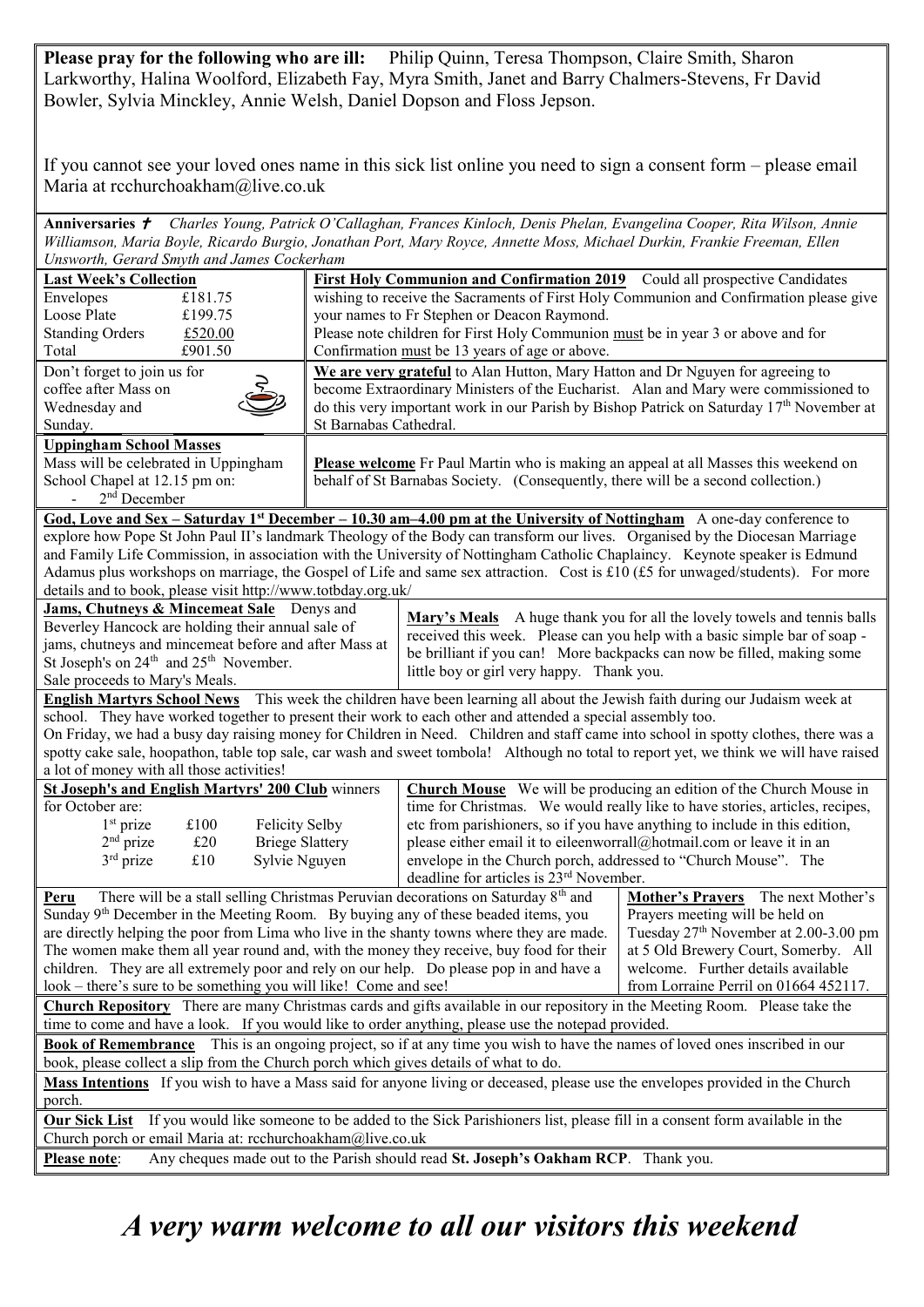**Please pray for the following who are ill:** Philip Quinn, Teresa Thompson, Claire Smith, Sharon Larkworthy, Halina Woolford, Elizabeth Fay, Myra Smith, Janet and Barry Chalmers-Stevens, Fr David Bowler, Sylvia Minckley, Annie Welsh, Daniel Dopson and Floss Jepson.

If you cannot see your loved ones name in this sick list online you need to sign a consent form – please email Maria at rcchurchoakham@live.co.uk

**Anniversaries ✝** *Charles Young, Patrick O'Callaghan, Frances Kinloch, Denis Phelan, Evangelina Cooper, Rita Wilson, Annie Williamson, Maria Boyle, Ricardo Burgio, Jonathan Port, Mary Royce, Annette Moss, Michael Durkin, Frankie Freeman, Ellen Unsworth, Gerard Smyth and James Cockerham*

**Last Week's Collection**

| | |
|---|---|
| Envelopes | £181.75 |
| Loose Plate | £199.75 |
| Standing Orders | £520.00 |
| Total | £901.50 |

**First Holy Communion and Confirmation 2019** Could all prospective Candidates wishing to receive the Sacraments of First Holy Communion and Confirmation please give your names to Fr Stephen or Deacon Raymond.
Please note children for First Holy Communion must be in year 3 or above and for Confirmation must be 13 years of age or above.

Don't forget to join us for coffee after Mass on Wednesday and Sunday.

**We are very grateful** to Alan Hutton, Mary Hatton and Dr Nguyen for agreeing to become Extraordinary Ministers of the Eucharist. Alan and Mary were commissioned to do this very important work in our Parish by Bishop Patrick on Saturday 17th November at St Barnabas Cathedral.

**Uppingham School Masses**
Mass will be celebrated in Uppingham School Chapel at 12.15 pm on:
- 2nd December

**Please welcome** Fr Paul Martin who is making an appeal at all Masses this weekend on behalf of St Barnabas Society. (Consequently, there will be a second collection.)

**God, Love and Sex – Saturday 1st December – 10.30 am–4.00 pm at the University of Nottingham** A one-day conference to explore how Pope St John Paul II's landmark Theology of the Body can transform our lives. Organised by the Diocesan Marriage and Family Life Commission, in association with the University of Nottingham Catholic Chaplaincy. Keynote speaker is Edmund Adamus plus workshops on marriage, the Gospel of Life and same sex attraction. Cost is £10 (£5 for unwaged/students). For more details and to book, please visit http://www.totbday.org.uk/

**Jams, Chutneys & Mincemeat Sale** Denys and Beverley Hancock are holding their annual sale of jams, chutneys and mincemeat before and after Mass at St Joseph's on 24th and 25th November.
Sale proceeds to Mary's Meals.

**Mary's Meals** A huge thank you for all the lovely towels and tennis balls received this week. Please can you help with a basic simple bar of soap - be brilliant if you can! More backpacks can now be filled, making some little boy or girl very happy. Thank you.

**English Martyrs School News** This week the children have been learning all about the Jewish faith during our Judaism week at school. They have worked together to present their work to each other and attended a special assembly too.
On Friday, we had a busy day raising money for Children in Need. Children and staff came into school in spotty clothes, there was a spotty cake sale, hoopathon, table top sale, car wash and sweet tombola! Although no total to report yet, we think we will have raised a lot of money with all those activities!

**St Joseph's and English Martyrs' 200 Club** winners for October are:

| | | |
|---|---|---|
| 1st prize | £100 | Felicity Selby |
| 2nd prize | £20 | Briege Slattery |
| 3rd prize | £10 | Sylvie Nguyen |

**Church Mouse** We will be producing an edition of the Church Mouse in time for Christmas. We would really like to have stories, articles, recipes, etc from parishioners, so if you have anything to include in this edition, please either email it to eileenworrall@hotmail.com or leave it in an envelope in the Church porch, addressed to "Church Mouse". The deadline for articles is 23rd November.

**Peru** There will be a stall selling Christmas Peruvian decorations on Saturday 8th and Sunday 9th December in the Meeting Room. By buying any of these beaded items, you are directly helping the poor from Lima who live in the shanty towns where they are made. The women make them all year round and, with the money they receive, buy food for their children. They are all extremely poor and rely on our help. Do please pop in and have a look – there's sure to be something you will like! Come and see!

**Mother's Prayers** The next Mother's Prayers meeting will be held on Tuesday 27th November at 2.00-3.00 pm at 5 Old Brewery Court, Somerby. All welcome. Further details available from Lorraine Perril on 01664 452117.

**Church Repository** There are many Christmas cards and gifts available in our repository in the Meeting Room. Please take the time to come and have a look. If you would like to order anything, please use the notepad provided.

**Book of Remembrance** This is an ongoing project, so if at any time you wish to have the names of loved ones inscribed in our book, please collect a slip from the Church porch which gives details of what to do.

**Mass Intentions** If you wish to have a Mass said for anyone living or deceased, please use the envelopes provided in the Church porch.

**Our Sick List** If you would like someone to be added to the Sick Parishioners list, please fill in a consent form available in the Church porch or email Maria at: rcchurchoakham@live.co.uk

**Please note**: Any cheques made out to the Parish should read **St. Joseph's Oakham RCP**. Thank you.

# *A very warm welcome to all our visitors this weekend*